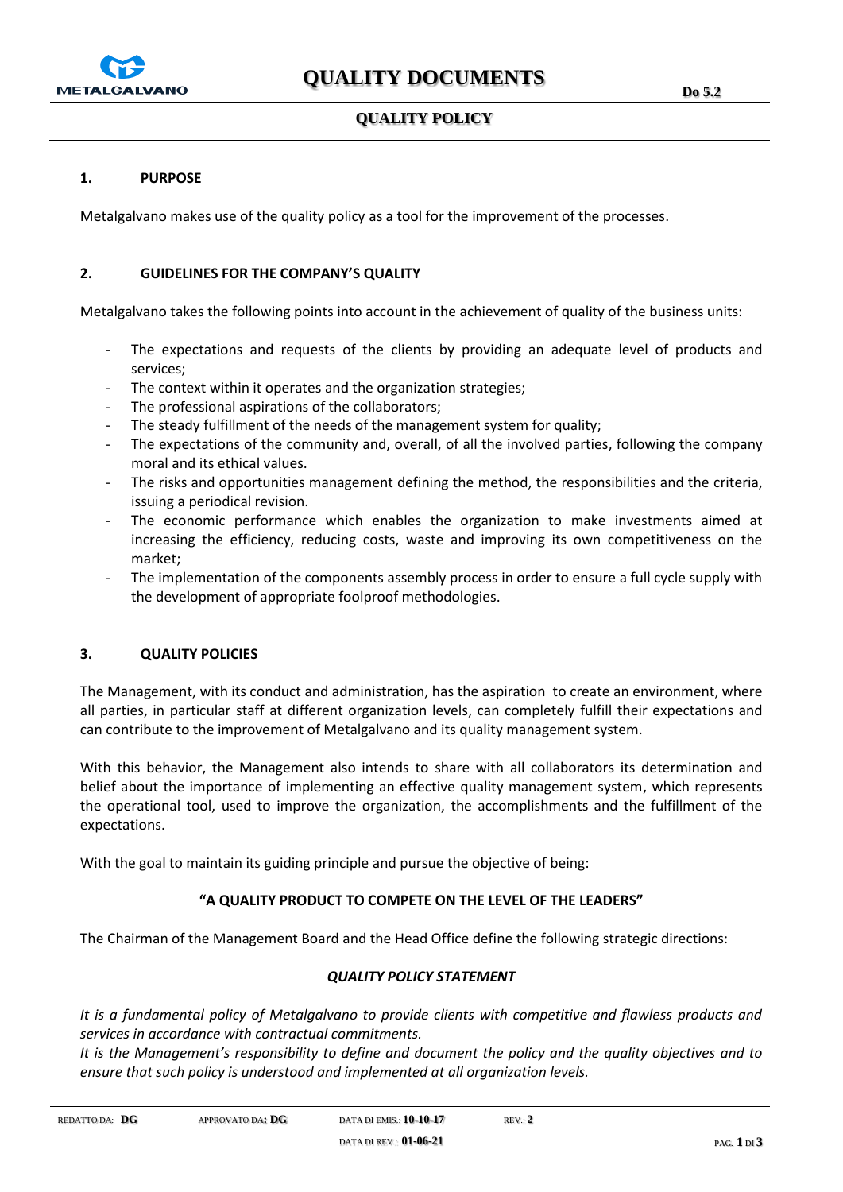# QUALITY DOCUMENTS

## QUALITY POLICY

### 1. PURPOSE

Metalgalvano makes use of the quality policy as a tool for the improvement of the processes.

### 2. GUIDELINES FOR THE COMPANY'S QUALITY

Metalgalvano takes the following points into account in the achievement of quality of the business units:

- The expectations and requests of the clients by providing an adequate level of products and services;
- The context within it operates and the organization strategies;
- The professional aspirations of the collaborators;
- The steady fulfillment of the needs of the management system for quality;
- The expectations of the community and, overall, of all the involved parties, following the company moral and its ethical values.
- The risks and opportunities management defining the method, the responsibilities and the criteria, issuing a periodical revision.
- The economic performance which enables the organization to make investments aimed at increasing the efficiency, reducing costs, waste and improving its own competitiveness on the market;
- The implementation of the components assembly process in order to ensure a full cycle supply with the development of appropriate foolproof methodologies.

### 3. QUALITY POLICIES

The Management, with its conduct and administration, has the aspiration to create an environment, where all parties, in particular staff at different organization levels, can completely fulfill their expectations and can contribute to the improvement of Metalgalvano and its quality management system.

With this behavior, the Management also intends to share with all collaborators its determination and belief about the importance of implementing an effective quality management system, which represents the operational tool, used to improve the organization, the accomplishments and the fulfillment of the expectations.

With the goal to maintain its guiding principle and pursue the objective of being:

**"A QUALITY PRODUCT TO COMPETE ON THE LEVEL OF THE LEADERS"**

The Chairman of the Management Board and the Head Office define the following strategic directions:

***QUALITY POLICY STATEMENT***

*It is a fundamental policy of Metalgalvano to provide clients with competitive and flawless products and services in accordance with contractual commitments.*
*It is the Management's responsibility to define and document the policy and the quality objectives and to ensure that such policy is understood and implemented at all organization levels.*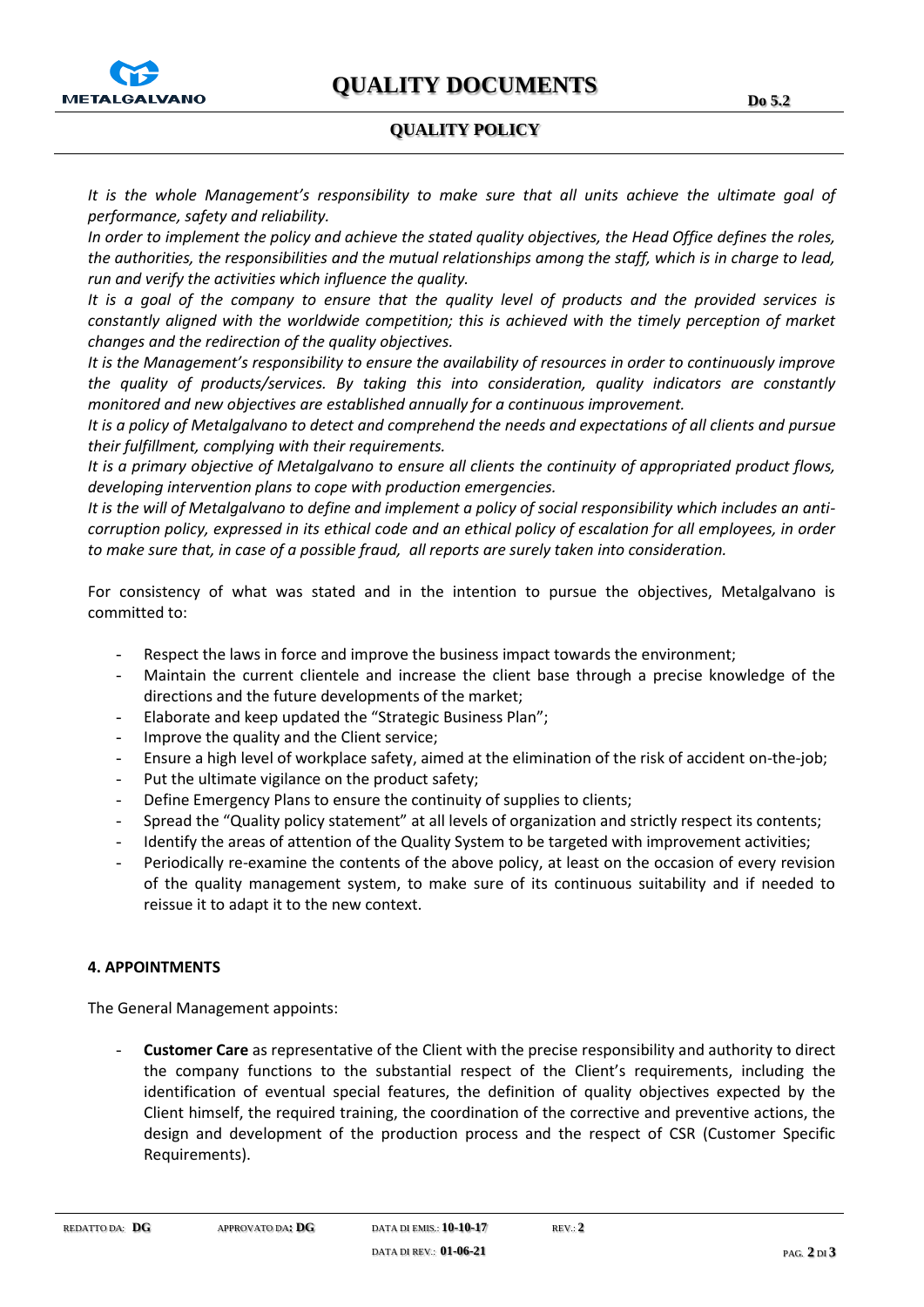*It is the whole Management's responsibility to make sure that all units achieve the ultimate goal of performance, safety and reliability.*
*In order to implement the policy and achieve the stated quality objectives, the Head Office defines the roles, the authorities, the responsibilities and the mutual relationships among the staff, which is in charge to lead, run and verify the activities which influence the quality.*
*It is a goal of the company to ensure that the quality level of products and the provided services is constantly aligned with the worldwide competition; this is achieved with the timely perception of market changes and the redirection of the quality objectives.*
*It is the Management's responsibility to ensure the availability of resources in order to continuously improve the quality of products/services. By taking this into consideration, quality indicators are constantly monitored and new objectives are established annually for a continuous improvement.*
*It is a policy of Metalgalvano to detect and comprehend the needs and expectations of all clients and pursue their fulfillment, complying with their requirements.*
*It is a primary objective of Metalgalvano to ensure all clients the continuity of appropriated product flows, developing intervention plans to cope with production emergencies.*
*It is the will of Metalgalvano to define and implement a policy of social responsibility which includes an anti-corruption policy, expressed in its ethical code and an ethical policy of escalation for all employees, in order to make sure that, in case of a possible fraud, all reports are surely taken into consideration.*

For consistency of what was stated and in the intention to pursue the objectives, Metalgalvano is committed to:

- Respect the laws in force and improve the business impact towards the environment;
- Maintain the current clientele and increase the client base through a precise knowledge of the directions and the future developments of the market;
- Elaborate and keep updated the "Strategic Business Plan";
- Improve the quality and the Client service;
- Ensure a high level of workplace safety, aimed at the elimination of the risk of accident on-the-job;
- Put the ultimate vigilance on the product safety;
- Define Emergency Plans to ensure the continuity of supplies to clients;
- Spread the "Quality policy statement" at all levels of organization and strictly respect its contents;
- Identify the areas of attention of the Quality System to be targeted with improvement activities;
- Periodically re-examine the contents of the above policy, at least on the occasion of every revision of the quality management system, to make sure of its continuous suitability and if needed to reissue it to adapt it to the new context.

## 4. APPOINTMENTS

The General Management appoints:

- **Customer Care** as representative of the Client with the precise responsibility and authority to direct the company functions to the substantial respect of the Client's requirements, including the identification of eventual special features, the definition of quality objectives expected by the Client himself, the required training, the coordination of the corrective and preventive actions, the design and development of the production process and the respect of CSR (Customer Specific Requirements).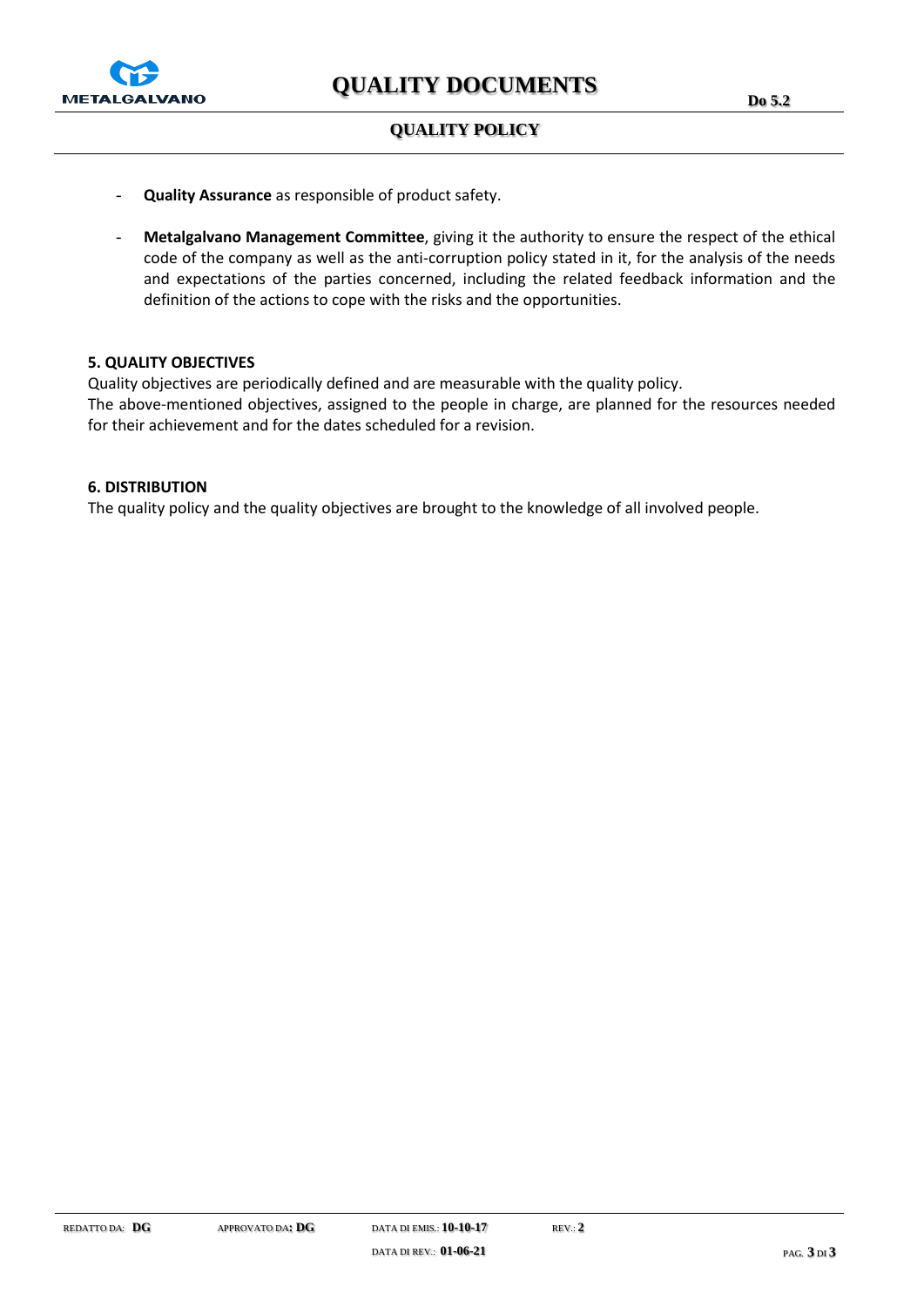- **Quality Assurance** as responsible of product safety.

- **Metalgalvano Management Committee**, giving it the authority to ensure the respect of the ethical code of the company as well as the anti-corruption policy stated in it, for the analysis of the needs and expectations of the parties concerned, including the related feedback information and the definition of the actions to cope with the risks and the opportunities.

## 5. QUALITY OBJECTIVES

Quality objectives are periodically defined and are measurable with the quality policy.
The above-mentioned objectives, assigned to the people in charge, are planned for the resources needed for their achievement and for the dates scheduled for a revision.

## 6. DISTRIBUTION

The quality policy and the quality objectives are brought to the knowledge of all involved people.